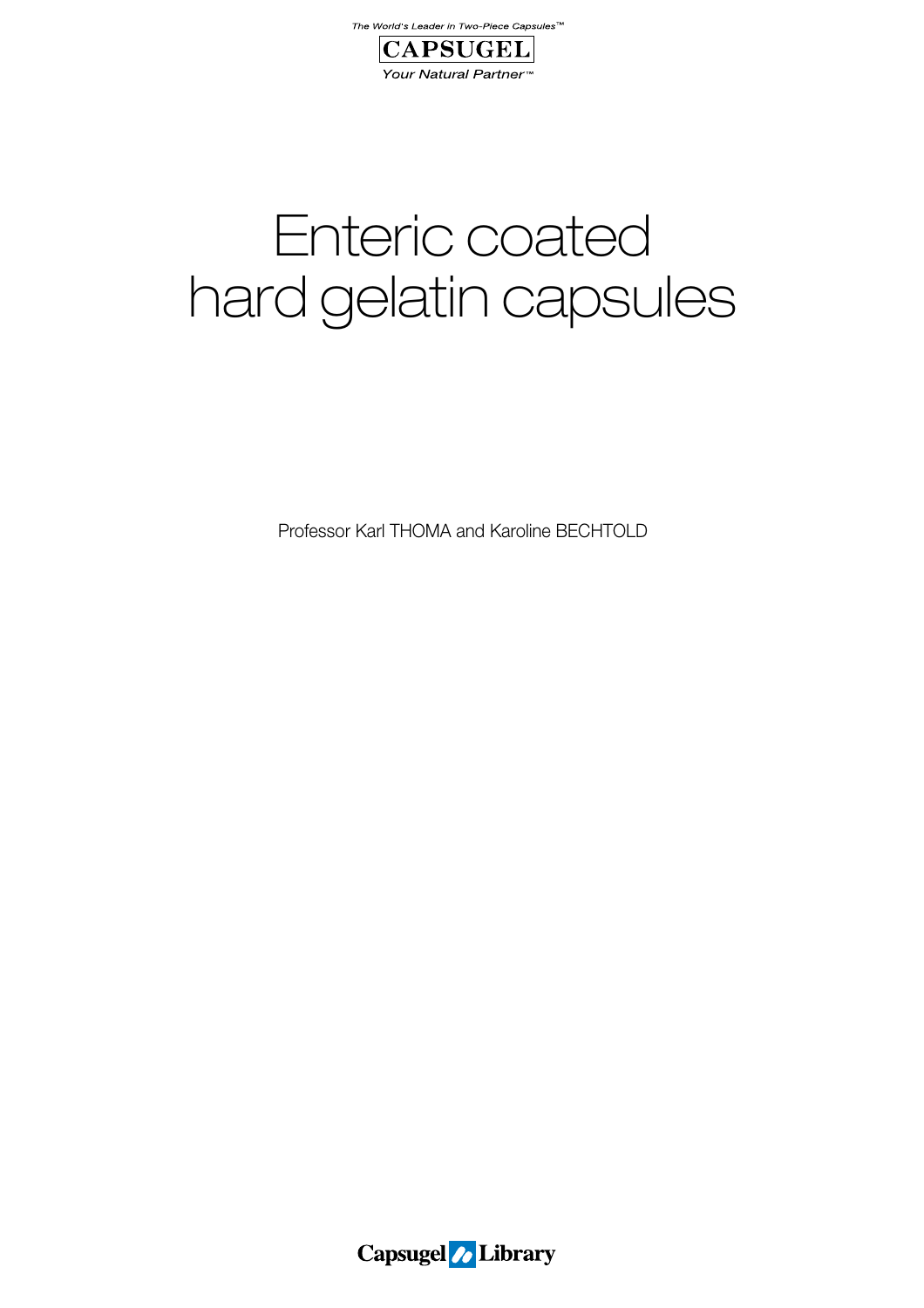The World's Leader in Two-Piece Capsules™

CAPSUGEL

Your Natural Partner™

# Enteric coated hard gelatin capsules

Professor Karl THOMA and Karoline BECHTOLD

Capsugel Library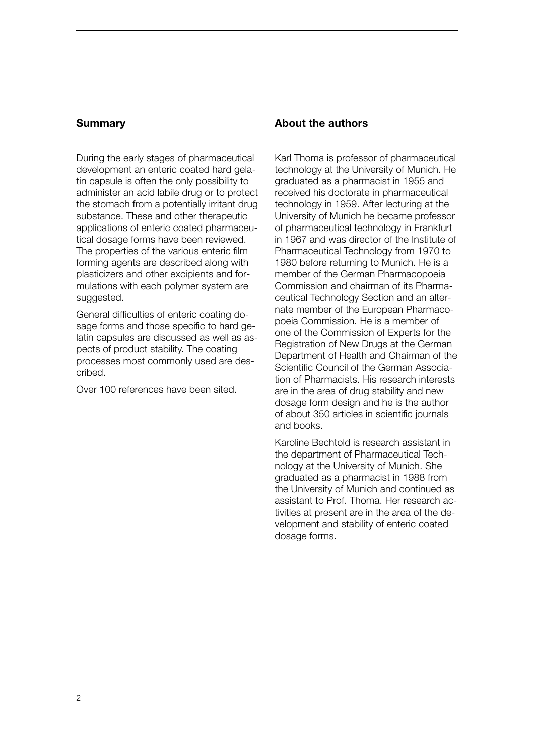## Summary

During the early stages of pharmaceutical development an enteric coated hard gelatin capsule is often the only possibility to administer an acid labile drug or to protect the stomach from a potentially irritant drug substance. These and other therapeutic applications of enteric coated pharmaceutical dosage forms have been reviewed. The properties of the various enteric film forming agents are described along with plasticizers and other excipients and formulations with each polymer system are suggested.

General difficulties of enteric coating dosage forms and those specific to hard gelatin capsules are discussed as well as aspects of product stability. The coating processes most commonly used are described.

Over 100 references have been sited.

## About the authors

Karl Thoma is professor of pharmaceutical technology at the University of Munich. He graduated as a pharmacist in 1955 and received his doctorate in pharmaceutical technology in 1959. After lecturing at the University of Munich he became professor of pharmaceutical technology in Frankfurt in 1967 and was director of the Institute of Pharmaceutical Technology from 1970 to 1980 before returning to Munich. He is a member of the German Pharmacopoeia Commission and chairman of its Pharmaceutical Technology Section and an alternate member of the European Pharmacopoeia Commission. He is a member of one of the Commission of Experts for the Registration of New Drugs at the German Department of Health and Chairman of the Scientific Council of the German Association of Pharmacists. His research interests are in the area of drug stability and new dosage form design and he is the author of about 350 articles in scientific journals and books.

Karoline Bechtold is research assistant in the department of Pharmaceutical Technology at the University of Munich. She graduated as a pharmacist in 1988 from the University of Munich and continued as assistant to Prof. Thoma. Her research activities at present are in the area of the development and stability of enteric coated dosage forms.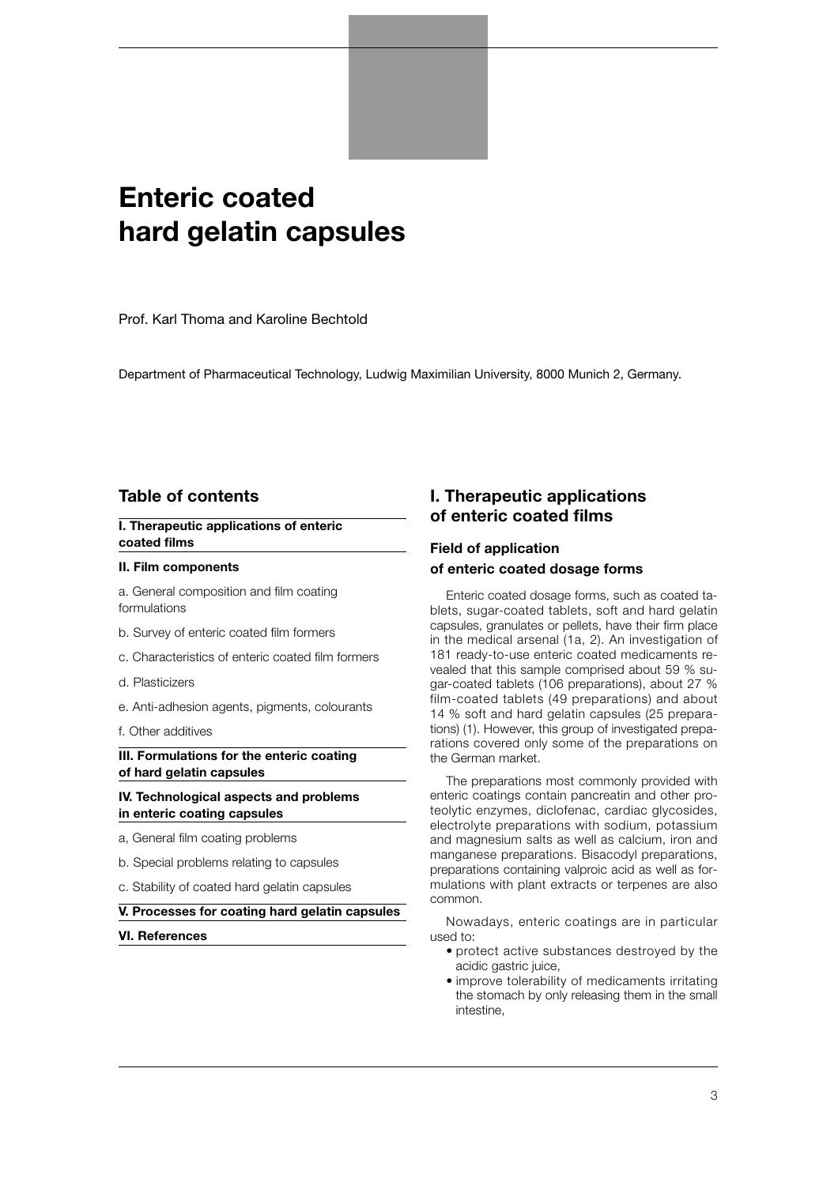# Enteric coated hard gelatin capsules

Prof. Karl Thoma and Karoline Bechtold

Department of Pharmaceutical Technology, Ludwig Maximilian University, 8000 Munich 2, Germany.

## Table of contents

**I. Therapeutic applications of enteric coated films**

**II. Film components**

a. General composition and film coating formulations

b. Survey of enteric coated film formers

c. Characteristics of enteric coated film formers

d. Plasticizers

e. Anti-adhesion agents, pigments, colourants

f. Other additives

**III. Formulations for the enteric coating of hard gelatin capsules**

**IV. Technological aspects and problems in enteric coating capsules**

a, General film coating problems

b. Special problems relating to capsules

c. Stability of coated hard gelatin capsules

**V. Processes for coating hard gelatin capsules**

**VI. References**

## I. Therapeutic applications of enteric coated films

### Field of application of enteric coated dosage forms

Enteric coated dosage forms, such as coated tablets, sugar-coated tablets, soft and hard gelatin capsules, granulates or pellets, have their firm place in the medical arsenal (1a, 2). An investigation of 181 ready-to-use enteric coated medicaments revealed that this sample comprised about 59 % sugar-coated tablets (106 preparations), about 27 % film-coated tablets (49 preparations) and about 14 % soft and hard gelatin capsules (25 preparations) (1). However, this group of investigated preparations covered only some of the preparations on the German market.

The preparations most commonly provided with enteric coatings contain pancreatin and other proteolytic enzymes, diclofenac, cardiac glycosides, electrolyte preparations with sodium, potassium and magnesium salts as well as calcium, iron and manganese preparations. Bisacodyl preparations, preparations containing valproic acid as well as formulations with plant extracts or terpenes are also common.

Nowadays, enteric coatings are in particular used to:

- protect active substances destroyed by the acidic gastric juice,
- improve tolerability of medicaments irritating the stomach by only releasing them in the small intestine,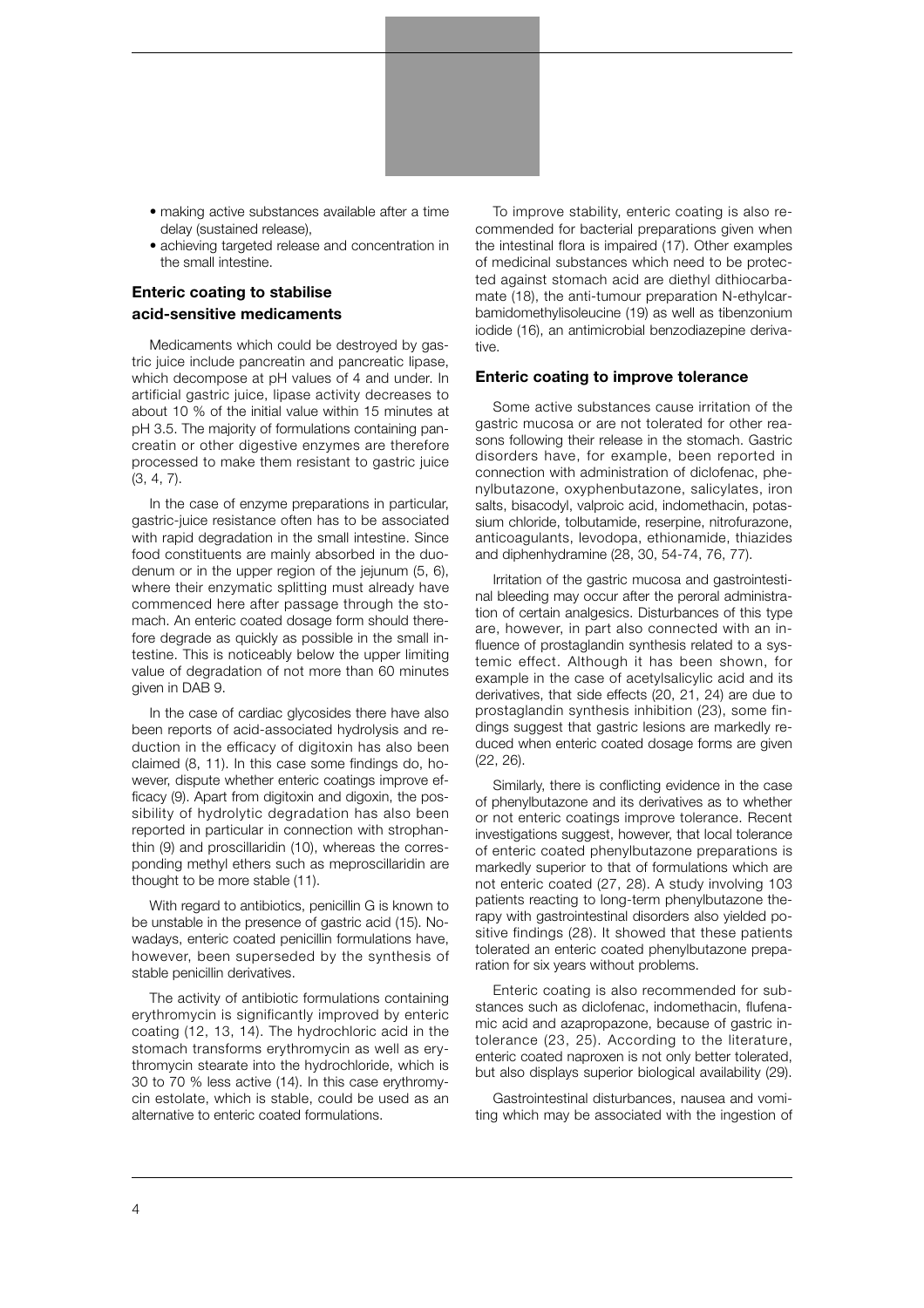- making active substances available after a time delay (sustained release),
- achieving targeted release and concentration in the small intestine.

## Enteric coating to stabilise acid-sensitive medicaments

Medicaments which could be destroyed by gastric juice include pancreatin and pancreatic lipase, which decompose at pH values of 4 and under. In artificial gastric juice, lipase activity decreases to about 10 % of the initial value within 15 minutes at pH 3.5. The majority of formulations containing pancreatin or other digestive enzymes are therefore processed to make them resistant to gastric juice (3, 4, 7).

In the case of enzyme preparations in particular, gastric-juice resistance often has to be associated with rapid degradation in the small intestine. Since food constituents are mainly absorbed in the duodenum or in the upper region of the jejunum (5, 6), where their enzymatic splitting must already have commenced here after passage through the stomach. An enteric coated dosage form should therefore degrade as quickly as possible in the small intestine. This is noticeably below the upper limiting value of degradation of not more than 60 minutes given in DAB 9.

In the case of cardiac glycosides there have also been reports of acid-associated hydrolysis and reduction in the efficacy of digitoxin has also been claimed (8, 11). In this case some findings do, however, dispute whether enteric coatings improve efficacy (9). Apart from digitoxin and digoxin, the possibility of hydrolytic degradation has also been reported in particular in connection with strophanthin (9) and proscillaridin (10), whereas the corresponding methyl ethers such as meproscillaridin are thought to be more stable (11).

With regard to antibiotics, penicillin G is known to be unstable in the presence of gastric acid (15). Nowadays, enteric coated penicillin formulations have, however, been superseded by the synthesis of stable penicillin derivatives.

The activity of antibiotic formulations containing erythromycin is significantly improved by enteric coating (12, 13, 14). The hydrochloric acid in the stomach transforms erythromycin as well as erythromycin stearate into the hydrochloride, which is 30 to 70 % less active (14). In this case erythromycin estolate, which is stable, could be used as an alternative to enteric coated formulations.

To improve stability, enteric coating is also recommended for bacterial preparations given when the intestinal flora is impaired (17). Other examples of medicinal substances which need to be protected against stomach acid are diethyl dithiocarbamate (18), the anti-tumour preparation N-ethylcarbamidomethylisoleucine (19) as well as tibenzonium iodide (16), an antimicrobial benzodiazepine derivative.

## Enteric coating to improve tolerance

Some active substances cause irritation of the gastric mucosa or are not tolerated for other reasons following their release in the stomach. Gastric disorders have, for example, been reported in connection with administration of diclofenac, phenylbutazone, oxyphenbutazone, salicylates, iron salts, bisacodyl, valproic acid, indomethacin, potassium chloride, tolbutamide, reserpine, nitrofurazone, anticoagulants, levodopa, ethionamide, thiazides and diphenhydramine (28, 30, 54-74, 76, 77).

Irritation of the gastric mucosa and gastrointestinal bleeding may occur after the peroral administration of certain analgesics. Disturbances of this type are, however, in part also connected with an influence of prostaglandin synthesis related to a systemic effect. Although it has been shown, for example in the case of acetylsalicylic acid and its derivatives, that side effects (20, 21, 24) are due to prostaglandin synthesis inhibition (23), some findings suggest that gastric lesions are markedly reduced when enteric coated dosage forms are given (22, 26).

Similarly, there is conflicting evidence in the case of phenylbutazone and its derivatives as to whether or not enteric coatings improve tolerance. Recent investigations suggest, however, that local tolerance of enteric coated phenylbutazone preparations is markedly superior to that of formulations which are not enteric coated (27, 28). A study involving 103 patients reacting to long-term phenylbutazone therapy with gastrointestinal disorders also yielded positive findings (28). It showed that these patients tolerated an enteric coated phenylbutazone preparation for six years without problems.

Enteric coating is also recommended for substances such as diclofenac, indomethacin, flufenamic acid and azapropazone, because of gastric intolerance (23, 25). According to the literature, enteric coated naproxen is not only better tolerated, but also displays superior biological availability (29).

Gastrointestinal disturbances, nausea and vomiting which may be associated with the ingestion of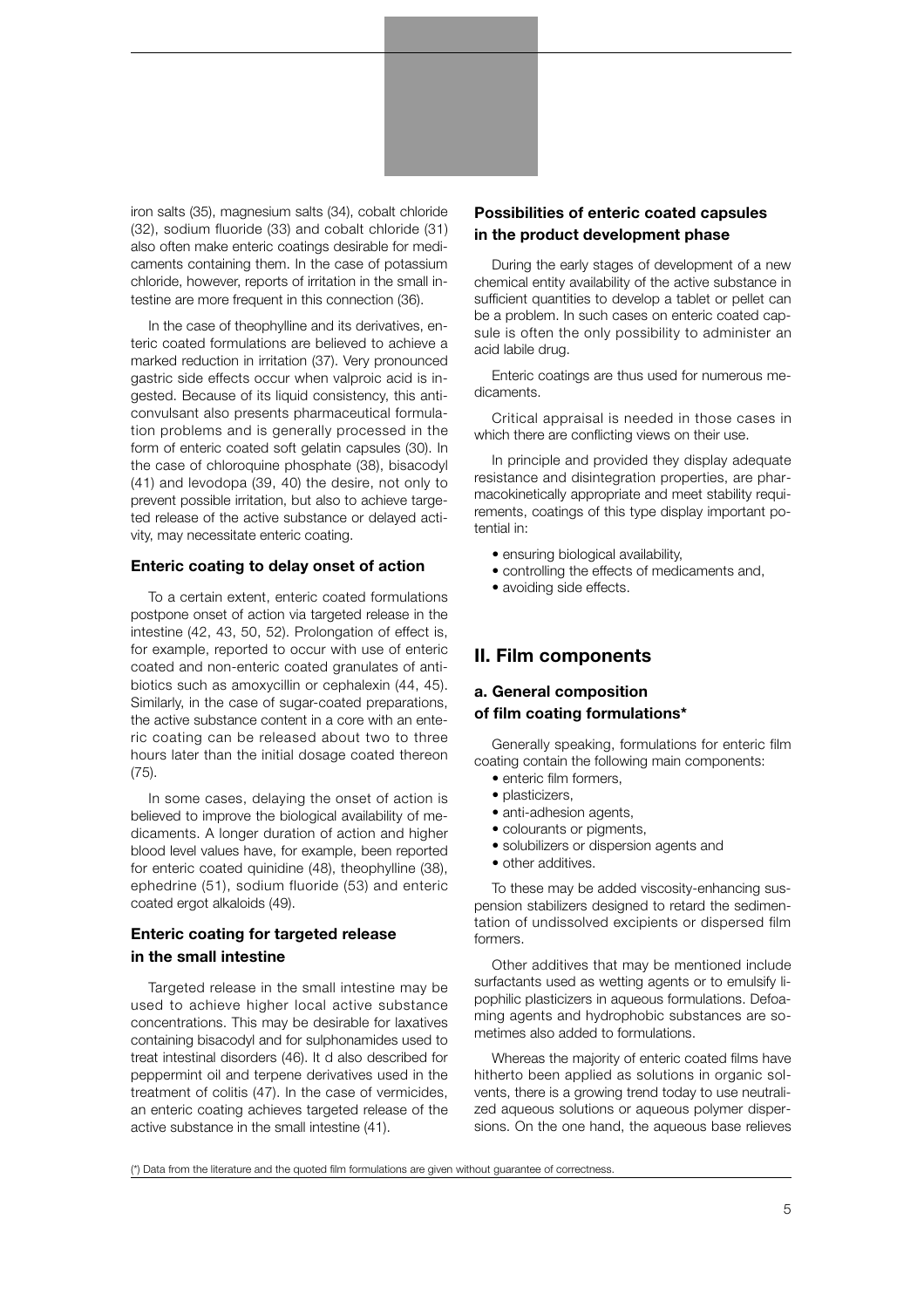iron salts (35), magnesium salts (34), cobalt chloride (32), sodium fluoride (33) and cobalt chloride (31) also often make enteric coatings desirable for medicaments containing them. In the case of potassium chloride, however, reports of irritation in the small intestine are more frequent in this connection (36).

In the case of theophylline and its derivatives, enteric coated formulations are believed to achieve a marked reduction in irritation (37). Very pronounced gastric side effects occur when valproic acid is ingested. Because of its liquid consistency, this anticonvulsant also presents pharmaceutical formulation problems and is generally processed in the form of enteric coated soft gelatin capsules (30). In the case of chloroquine phosphate (38), bisacodyl (41) and levodopa (39, 40) the desire, not only to prevent possible irritation, but also to achieve targeted release of the active substance or delayed activity, may necessitate enteric coating.

### Enteric coating to delay onset of action

To a certain extent, enteric coated formulations postpone onset of action via targeted release in the intestine (42, 43, 50, 52). Prolongation of effect is, for example, reported to occur with use of enteric coated and non-enteric coated granulates of antibiotics such as amoxycillin or cephalexin (44, 45). Similarly, in the case of sugar-coated preparations, the active substance content in a core with an enteric coating can be released about two to three hours later than the initial dosage coated thereon (75).

In some cases, delaying the onset of action is believed to improve the biological availability of medicaments. A longer duration of action and higher blood level values have, for example, been reported for enteric coated quinidine (48), theophylline (38), ephedrine (51), sodium fluoride (53) and enteric coated ergot alkaloids (49).

### Enteric coating for targeted release in the small intestine

Targeted release in the small intestine may be used to achieve higher local active substance concentrations. This may be desirable for laxatives containing bisacodyl and for sulphonamides used to treat intestinal disorders (46). It d also described for peppermint oil and terpene derivatives used in the treatment of colitis (47). In the case of vermicides, an enteric coating achieves targeted release of the active substance in the small intestine (41).

### Possibilities of enteric coated capsules in the product development phase

During the early stages of development of a new chemical entity availability of the active substance in sufficient quantities to develop a tablet or pellet can be a problem. In such cases on enteric coated capsule is often the only possibility to administer an acid labile drug.

Enteric coatings are thus used for numerous medicaments.

Critical appraisal is needed in those cases in which there are conflicting views on their use.

In principle and provided they display adequate resistance and disintegration properties, are pharmacokinetically appropriate and meet stability requirements, coatings of this type display important potential in:

- ensuring biological availability,
- controlling the effects of medicaments and,
- avoiding side effects.

## II. Film components

### a. General composition of film coating formulations*

Generally speaking, formulations for enteric film coating contain the following main components:

- enteric film formers,
- plasticizers,
- anti-adhesion agents,
- colourants or pigments,
- solubilizers or dispersion agents and
- other additives.

To these may be added viscosity-enhancing suspension stabilizers designed to retard the sedimentation of undissolved excipients or dispersed film formers.

Other additives that may be mentioned include surfactants used as wetting agents or to emulsify lipophilic plasticizers in aqueous formulations. Defoaming agents and hydrophobic substances are sometimes also added to formulations.

Whereas the majority of enteric coated films have hitherto been applied as solutions in organic solvents, there is a growing trend today to use neutralized aqueous solutions or aqueous polymer dispersions. On the one hand, the aqueous base relieves

(*) Data from the literature and the quoted film formulations are given without guarantee of correctness.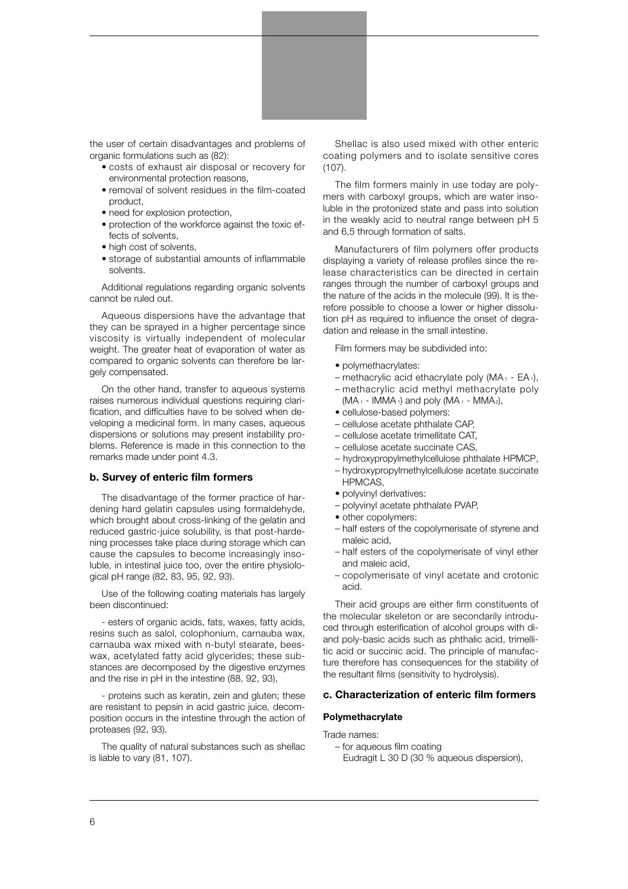the user of certain disadvantages and problems of organic formulations such as (82):

- costs of exhaust air disposal or recovery for environmental protection reasons,
- removal of solvent residues in the film-coated product,
- need for explosion protection,
- protection of the workforce against the toxic effects of solvents,
- high cost of solvents,
- storage of substantial amounts of inflammable solvents.

Additional regulations regarding organic solvents cannot be ruled out.

Aqueous dispersions have the advantage that they can be sprayed in a higher percentage since viscosity is virtually independent of molecular weight. The greater heat of evaporation of water as compared to organic solvents can therefore be largely compensated.

On the other hand, transfer to aqueous systems raises numerous individual questions requiring clarification, and difficulties have to be solved when developing a medicinal form. In many cases, aqueous dispersions or solutions may present instability problems. Reference is made in this connection to the remarks made under point 4.3.

### b. Survey of enteric film formers

The disadvantage of the former practice of hardening hard gelatin capsules using formaldehyde, which brought about cross-linking of the gelatin and reduced gastric-juice solubility, is that post-hardening processes take place during storage which can cause the capsules to become increasingly insoluble, in intestinal juice too, over the entire physiological pH range (82, 83, 95, 92, 93).

Use of the following coating materials has largely been discontinued:

- esters of organic acids, fats, waxes, fatty acids, resins such as salol, colophonium, carnauba wax, carnauba wax mixed with n-butyl stearate, beeswax, acetylated fatty acid glycerides; these substances are decomposed by the digestive enzymes and the rise in pH in the intestine (88, 92, 93),

- proteins such as keratin, zein and gluten; these are resistant to pepsin in acid gastric juice, decomposition occurs in the intestine through the action of proteases (92, 93).

The quality of natural substances such as shellac is liable to vary (81, 107).

Shellac is also used mixed with other enteric coating polymers and to isolate sensitive cores (107).

The film formers mainly in use today are polymers with carboxyl groups, which are water insoluble in the protonized state and pass into solution in the weakly acid to neutral range between pH 5 and 6,5 through formation of salts.

Manufacturers of film polymers offer products displaying a variety of release profiles since the release characteristics can be directed in certain ranges through the number of carboxyl groups and the nature of the acids in the molecule (99). It is therefore possible to choose a lower or higher dissolution pH as required to influence the onset of degradation and release in the small intestine.

Film formers may be subdivided into:

- polymethacrylates:
  - methacrylic acid ethacrylate poly ($MA_1$ - $EA_1$),
  - methacrylic acid methyl methacrylate poly ($MA_1$ - $IMMA_1$) and poly ($MA_1$ - $MMA_2$),
- cellulose-based polymers:
  - cellulose acetate phthalate CAP,
  - cellulose acetate trimellitate CAT,
  - cellulose acetate succinate CAS,
  - hydroxypropylmethylcellulose phthalate HPMCP,
  - hydroxypropylmethylcellulose acetate succinate HPMCAS,
- polyvinyl derivatives:
  - polyvinyl acetate phthalate PVAP,
- other copolymers:
  - half esters of the copolymerisate of styrene and maleic acid,
  - half esters of the copolymerisate of vinyl ether and maleic acid,
  - copolymerisate of vinyl acetate and crotonic acid.

Their acid groups are either firm constituents of the molecular skeleton or are secondarily introduced through esterification of alcohol groups with di- and poly-basic acids such as phthalic acid, trimellitic acid or succinic acid. The principle of manufacture therefore has consequences for the stability of the resultant films (sensitivity to hydrolysis).

### c. Characterization of enteric film formers

#### Polymethacrylate

Trade names:

- for aqueous film coating
  Eudragit L 30 D (30 % aqueous dispersion),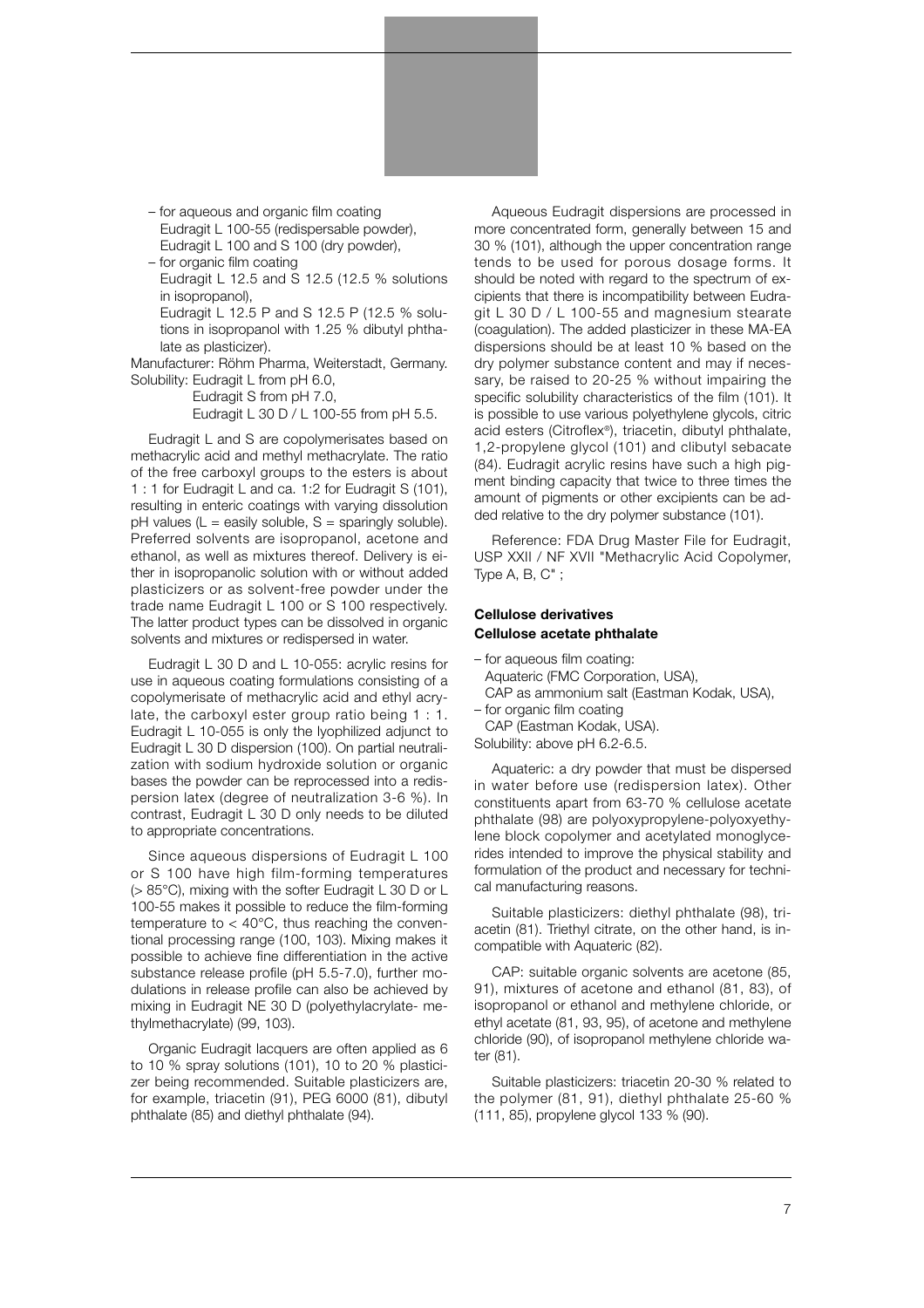– for aqueous and organic film coating
  Eudragit L 100-55 (redispersable powder),
  Eudragit L 100 and S 100 (dry powder),
– for organic film coating
  Eudragit L 12.5 and S 12.5 (12.5 % solutions in isopropanol),
  Eudragit L 12.5 P and S 12.5 P (12.5 % solutions in isopropanol with 1.25 % dibutyl phthalate as plasticizer).

Manufacturer: Röhm Pharma, Weiterstadt, Germany.
Solubility: Eudragit L from pH 6.0,
Eudragit S from pH 7.0,
Eudragit L 30 D / L 100-55 from pH 5.5.

Eudragit L and S are copolymerisates based on methacrylic acid and methyl methacrylate. The ratio of the free carboxyl groups to the esters is about 1 : 1 for Eudragit L and ca. 1:2 for Eudragit S (101), resulting in enteric coatings with varying dissolution pH values (L = easily soluble, S = sparingly soluble). Preferred solvents are isopropanol, acetone and ethanol, as well as mixtures thereof. Delivery is either in isopropanolic solution with or without added plasticizers or as solvent-free powder under the trade name Eudragit L 100 or S 100 respectively. The latter product types can be dissolved in organic solvents and mixtures or redispersed in water.

Eudragit L 30 D and L 10-055: acrylic resins for use in aqueous coating formulations consisting of a copolymerisate of methacrylic acid and ethyl acrylate, the carboxyl ester group ratio being 1 : 1. Eudragit L 10-055 is only the lyophilized adjunct to Eudragit L 30 D dispersion (100). On partial neutralization with sodium hydroxide solution or organic bases the powder can be reprocessed into a redispersion latex (degree of neutralization 3-6 %). In contrast, Eudragit L 30 D only needs to be diluted to appropriate concentrations.

Since aqueous dispersions of Eudragit L 100 or S 100 have high film-forming temperatures (> 85°C), mixing with the softer Eudragit L 30 D or L 100-55 makes it possible to reduce the film-forming temperature to < 40°C, thus reaching the conventional processing range (100, 103). Mixing makes it possible to achieve fine differentiation in the active substance release profile (pH 5.5-7.0), further modulations in release profile can also be achieved by mixing in Eudragit NE 30 D (polyethylacrylate- methylmethacrylate) (99, 103).

Organic Eudragit lacquers are often applied as 6 to 10 % spray solutions (101), 10 to 20 % plasticizer being recommended. Suitable plasticizers are, for example, triacetin (91), PEG 6000 (81), dibutyl phthalate (85) and diethyl phthalate (94).

Aqueous Eudragit dispersions are processed in more concentrated form, generally between 15 and 30 % (101), although the upper concentration range tends to be used for porous dosage forms. It should be noted with regard to the spectrum of excipients that there is incompatibility between Eudragit L 30 D / L 100-55 and magnesium stearate (coagulation). The added plasticizer in these MA-EA dispersions should be at least 10 % based on the dry polymer substance content and may if necessary, be raised to 20-25 % without impairing the specific solubility characteristics of the film (101). It is possible to use various polyethylene glycols, citric acid esters (Citroflex®), triacetin, dibutyl phthalate, 1,2-propylene glycol (101) and clibutyl sebacate (84). Eudragit acrylic resins have such a high pigment binding capacity that twice to three times the amount of pigments or other excipients can be added relative to the dry polymer substance (101).

Reference: FDA Drug Master File for Eudragit, USP XXII / NF XVII "Methacrylic Acid Copolymer, Type A, B, C" ;

### Cellulose derivatives

### Cellulose acetate phthalate

– for aqueous film coating:
  Aquateric (FMC Corporation, USA),
  CAP as ammonium salt (Eastman Kodak, USA),
– for organic film coating
  CAP (Eastman Kodak, USA).

Solubility: above pH 6.2-6.5.

Aquateric: a dry powder that must be dispersed in water before use (redispersion latex). Other constituents apart from 63-70 % cellulose acetate phthalate (98) are polyoxypropylene-polyoxyethylene block copolymer and acetylated monoglycerides intended to improve the physical stability and formulation of the product and necessary for technical manufacturing reasons.

Suitable plasticizers: diethyl phthalate (98), triacetin (81). Triethyl citrate, on the other hand, is incompatible with Aquateric (82).

CAP: suitable organic solvents are acetone (85, 91), mixtures of acetone and ethanol (81, 83), of isopropanol or ethanol and methylene chloride, or ethyl acetate (81, 93, 95), of acetone and methylene chloride (90), of isopropanol methylene chloride water (81).

Suitable plasticizers: triacetin 20-30 % related to the polymer (81, 91), diethyl phthalate 25-60 % (111, 85), propylene glycol 133 % (90).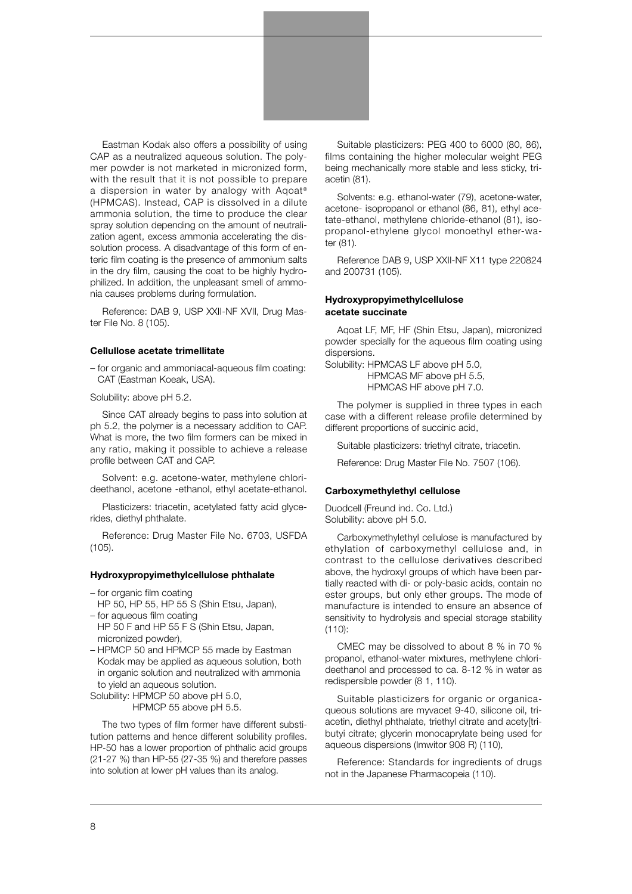Eastman Kodak also offers a possibility of using CAP as a neutralized aqueous solution. The polymer powder is not marketed in micronized form, with the result that it is not possible to prepare a dispersion in water by analogy with Aqoat® (HPMCAS). Instead, CAP is dissolved in a dilute ammonia solution, the time to produce the clear spray solution depending on the amount of neutralization agent, excess ammonia accelerating the dissolution process. A disadvantage of this form of enteric film coating is the presence of ammonium salts in the dry film, causing the coat to be highly hydrophilized. In addition, the unpleasant smell of ammonia causes problems during formulation.

Reference: DAB 9, USP XXII-NF XVII, Drug Master File No. 8 (105).

**Cellullose acetate trimellitate**

– for organic and ammoniacal-aqueous film coating: CAT (Eastman Koeak, USA).

Solubility: above pH 5.2.

Since CAT already begins to pass into solution at ph 5.2, the polymer is a necessary addition to CAP. What is more, the two film formers can be mixed in any ratio, making it possible to achieve a release profile between CAT and CAP.

Solvent: e.g. acetone-water, methylene chlorideethanol, acetone -ethanol, ethyl acetate-ethanol.

Plasticizers: triacetin, acetylated fatty acid glycerides, diethyl phthalate.

Reference: Drug Master File No. 6703, USFDA (105).

**Hydroxypropyimethylcellulose phthalate**

– for organic film coating
  HP 50, HP 55, HP 55 S (Shin Etsu, Japan),
– for aqueous film coating
  HP 50 F and HP 55 F S (Shin Etsu, Japan, micronized powder),
– HPMCP 50 and HPMCP 55 made by Eastman Kodak may be applied as aqueous solution, both in organic solution and neutralized with ammonia to yield an aqueous solution.

Solubility: HPMCP 50 above pH 5.0,
HPMCP 55 above pH 5.5.

The two types of film former have different substitution patterns and hence different solubility profiles. HP-50 has a lower proportion of phthalic acid groups (21-27 %) than HP-55 (27-35 %) and therefore passes into solution at lower pH values than its analog.

Suitable plasticizers: PEG 400 to 6000 (80, 86), films containing the higher molecular weight PEG being mechanically more stable and less sticky, triacetin (81).

Solvents: e.g. ethanol-water (79), acetone-water, acetone- isopropanol or ethanol (86, 81), ethyl acetate-ethanol, methylene chloride-ethanol (81), isopropanol-ethylene glycol monoethyl ether-water (81).

Reference DAB 9, USP XXII-NF X11 type 220824 and 200731 (105).

**Hydroxypropyimethylcellulose acetate succinate**

Aqoat LF, MF, HF (Shin Etsu, Japan), micronized powder specially for the aqueous film coating using dispersions.

Solubility: HPMCAS LF above pH 5.0,
HPMCAS MF above pH 5.5,
HPMCAS HF above pH 7.0.

The polymer is supplied in three types in each case with a different release profile determined by different proportions of succinic acid,

Suitable plasticizers: triethyl citrate, triacetin.

Reference: Drug Master File No. 7507 (106).

**Carboxymethylethyl cellulose**

Duodcell (Freund ind. Co. Ltd.)
Solubility: above pH 5.0.

Carboxymethylethyl cellulose is manufactured by ethylation of carboxymethyl cellulose and, in contrast to the cellulose derivatives described above, the hydroxyl groups of which have been partially reacted with di- or poly-basic acids, contain no ester groups, but only ether groups. The mode of manufacture is intended to ensure an absence of sensitivity to hydrolysis and special storage stability (110):

CMEC may be dissolved to about 8 % in 70 % propanol, ethanol-water mixtures, methylene chlorideethanol and processed to ca. 8-12 % in water as redispersible powder (8 1, 110).

Suitable plasticizers for organic or organicaqueous solutions are myvacet 9-40, silicone oil, triacetin, diethyl phthalate, triethyl citrate and acety[tributyi citrate; glycerin monocaprylate being used for aqueous dispersions (lmwitor 908 R) (110),

Reference: Standards for ingredients of drugs not in the Japanese Pharmacopeia (110).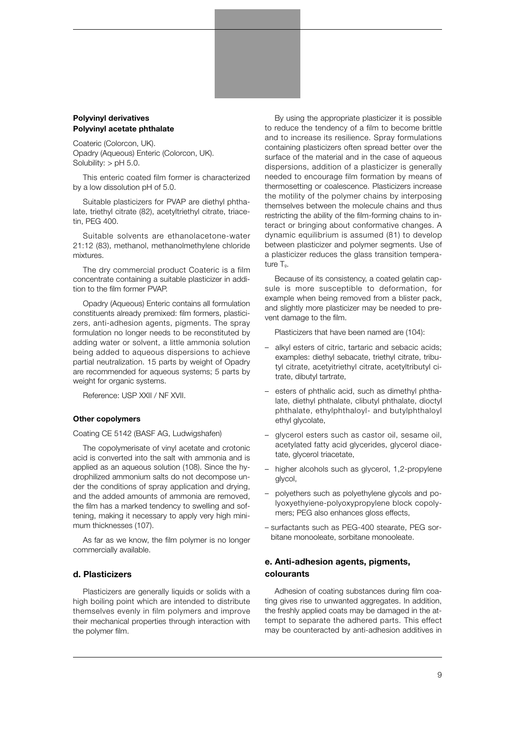**Polyvinyl derivatives**
**Polyvinyl acetate phthalate**

Coateric (Colorcon, UK).
Opadry (Aqueous) Enteric (Colorcon, UK).
Solubility: > pH 5.0.

This enteric coated film former is characterized by a low dissolution pH of 5.0.

Suitable plasticizers for PVAP are diethyl phthalate, triethyl citrate (82), acetyltriethyl citrate, triacetin, PEG 400.

Suitable solvents are ethanolacetone-water 21:12 (83), methanol, methanolmethylene chloride mixtures.

The dry commercial product Coateric is a film concentrate containing a suitable plasticizer in addition to the film former PVAP.

Opadry (Aqueous) Enteric contains all formulation constituents already premixed: film formers, plasticizers, anti-adhesion agents, pigments. The spray formulation no longer needs to be reconstituted by adding water or solvent, a little ammonia solution being added to aqueous dispersions to achieve partial neutralization. 15 parts by weight of Opadry are recommended for aqueous systems; 5 parts by weight for organic systems.

Reference: USP XXII / NF XVII.

**Other copolymers**

Coating CE 5142 (BASF AG, Ludwigshafen)

The copolymerisate of vinyl acetate and crotonic acid is converted into the salt with ammonia and is applied as an aqueous solution (108). Since the hydrophilized ammonium salts do not decompose under the conditions of spray application and drying, and the added amounts of ammonia are removed, the film has a marked tendency to swelling and softening, making it necessary to apply very high minimum thicknesses (107).

As far as we know, the film polymer is no longer commercially available.

## d. Plasticizers

Plasticizers are generally liquids or solids with a high boiling point which are intended to distribute themselves evenly in film polymers and improve their mechanical properties through interaction with the polymer film.

By using the appropriate plasticizer it is possible to reduce the tendency of a film to become brittle and to increase its resilience. Spray formulations containing plasticizers often spread better over the surface of the material and in the case of aqueous dispersions, addition of a plasticizer is generally needed to encourage film formation by means of thermosetting or coalescence. Plasticizers increase the motility of the polymer chains by interposing themselves between the molecule chains and thus restricting the ability of the film-forming chains to interact or bringing about conformative changes. A dynamic equilibrium is assumed (81) to develop between plasticizer and polymer segments. Use of a plasticizer reduces the glass transition temperature $T_g$.

Because of its consistency, a coated gelatin capsule is more susceptible to deformation, for example when being removed from a blister pack, and slightly more plasticizer may be needed to prevent damage to the film.

Plasticizers that have been named are (104):

- alkyl esters of citric, tartaric and sebacic acids; examples: diethyl sebacate, triethyl citrate, tributyl citrate, acetyitriethyl citrate, acetyltributyl citrate, dibutyl tartrate,
- esters of phthalic acid, such as dimethyl phthalate, diethyl phthalate, clibutyl phthalate, dioctyl phthalate, ethylphthaloyl- and butylphthaloyl ethyl glycolate,
- glycerol esters such as castor oil, sesame oil, acetylated fatty acid glycerides, glycerol diacetate, glycerol triacetate,
- higher alcohols such as glycerol, 1,2-propylene glycol,
- polyethers such as polyethylene glycols and polyoxyethyiene-polyoxypropylene block copolymers; PEG also enhances gloss effects,
- surfactants such as PEG-400 stearate, PEG sorbitane monooleate, sorbitane monooleate.

## e. Anti-adhesion agents, pigments, colourants

Adhesion of coating substances during film coating gives rise to unwanted aggregates. In addition, the freshly applied coats may be damaged in the attempt to separate the adhered parts. This effect may be counteracted by anti-adhesion additives in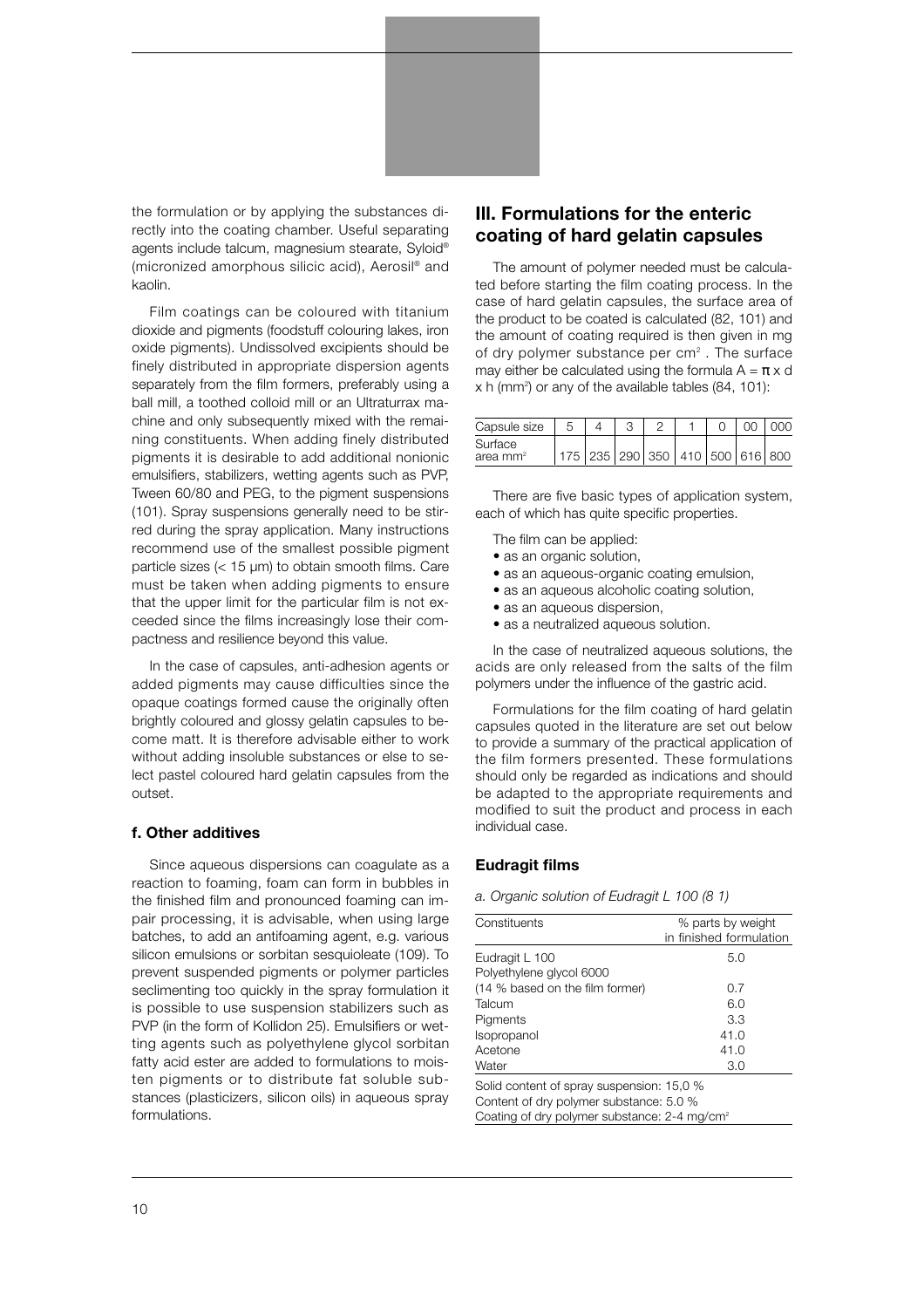the formulation or by applying the substances directly into the coating chamber. Useful separating agents include talcum, magnesium stearate, Syloid® (micronized amorphous silicic acid), Aerosil® and kaolin.

Film coatings can be coloured with titanium dioxide and pigments (foodstuff colouring lakes, iron oxide pigments). Undissolved excipients should be finely distributed in appropriate dispersion agents separately from the film formers, preferably using a ball mill, a toothed colloid mill or an Ultraturrax machine and only subsequently mixed with the remaining constituents. When adding finely distributed pigments it is desirable to add additional nonionic emulsifiers, stabilizers, wetting agents such as PVP, Tween 60/80 and PEG, to the pigment suspensions (101). Spray suspensions generally need to be stirred during the spray application. Many instructions recommend use of the smallest possible pigment particle sizes (< 15 µm) to obtain smooth films. Care must be taken when adding pigments to ensure that the upper limit for the particular film is not exceeded since the films increasingly lose their compactness and resilience beyond this value.

In the case of capsules, anti-adhesion agents or added pigments may cause difficulties since the opaque coatings formed cause the originally often brightly coloured and glossy gelatin capsules to become matt. It is therefore advisable either to work without adding insoluble substances or else to select pastel coloured hard gelatin capsules from the outset.

### f. Other additives

Since aqueous dispersions can coagulate as a reaction to foaming, foam can form in bubbles in the finished film and pronounced foaming can impair processing, it is advisable, when using large batches, to add an antifoaming agent, e.g. various silicon emulsions or sorbitan sesquioleate (109). To prevent suspended pigments or polymer particles seclimenting too quickly in the spray formulation it is possible to use suspension stabilizers such as PVP (in the form of Kollidon 25). Emulsifiers or wetting agents such as polyethylene glycol sorbitan fatty acid ester are added to formulations to moisten pigments or to distribute fat soluble substances (plasticizers, silicon oils) in aqueous spray formulations.

## III. Formulations for the enteric coating of hard gelatin capsules

The amount of polymer needed must be calculated before starting the film coating process. In the case of hard gelatin capsules, the surface area of the product to be coated is calculated (82, 101) and the amount of coating required is then given in mg of dry polymer substance per $cm^2$. The surface may either be calculated using the formula $A = \pi \times d \times h$ ($mm^2$) or any of the available tables (84, 101):

| Capsule size | 5 | 4 | 3 | 2 | 1 | 0 | 00 | 000 |
|---|---|---|---|---|---|---|---|---|
| Surface area $mm^2$ | 175 | 235 | 290 | 350 | 410 | 500 | 616 | 800 |

There are five basic types of application system, each of which has quite specific properties.

The film can be applied:

- as an organic solution,
- as an aqueous-organic coating emulsion,
- as an aqueous alcoholic coating solution,
- as an aqueous dispersion,
- as a neutralized aqueous solution.

In the case of neutralized aqueous solutions, the acids are only released from the salts of the film polymers under the influence of the gastric acid.

Formulations for the film coating of hard gelatin capsules quoted in the literature are set out below to provide a summary of the practical application of the film formers presented. These formulations should only be regarded as indications and should be adapted to the appropriate requirements and modified to suit the product and process in each individual case.

### Eudragit films

*a. Organic solution of Eudragit L 100 (8 1)*

| Constituents | % parts by weight in finished formulation |
|---|---|
| Eudragit L 100 | 5.0 |
| Polyethylene glycol 6000 (14 % based on the film former) | 0.7 |
| Talcum | 6.0 |
| Pigments | 3.3 |
| Isopropanol | 41.0 |
| Acetone | 41.0 |
| Water | 3.0 |

Solid content of spray suspension: 15,0 %
Content of dry polymer substance: 5.0 %
Coating of dry polymer substance: 2-4 $mg/cm^2$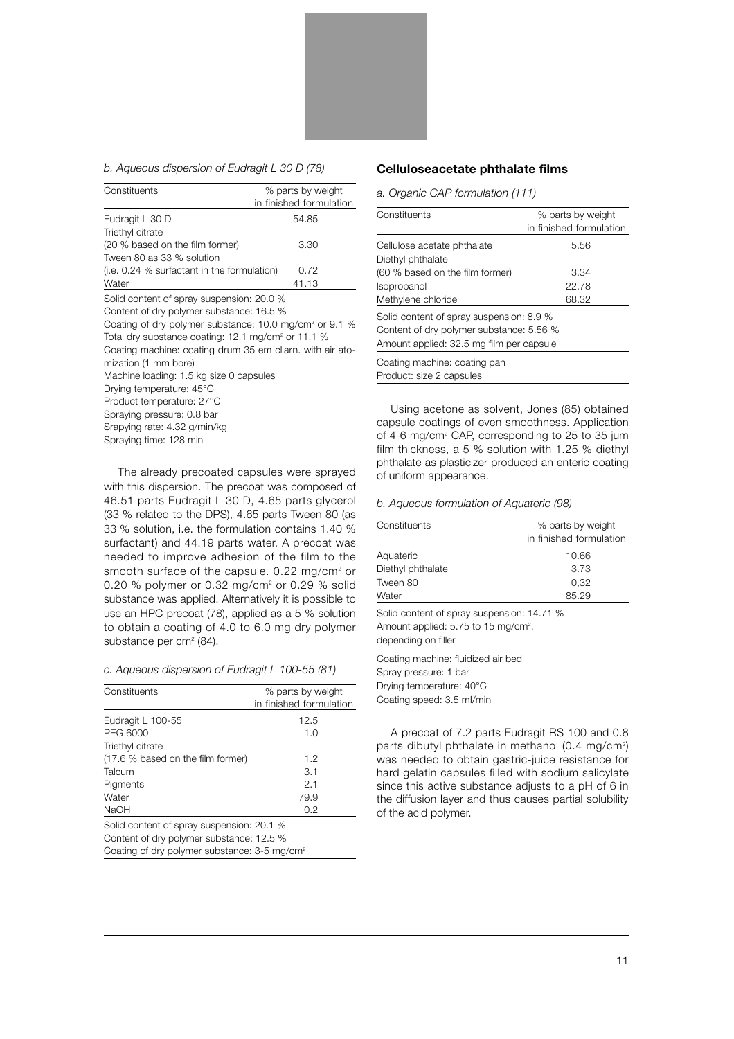*b. Aqueous dispersion of Eudragit L 30 D (78)*

| Constituents | % parts by weight in finished formulation |
|---|---|
| Eudragit L 30 D | 54.85 |
| Triethyl citrate (20 % based on the film former) | 3.30 |
| Tween 80 as 33 % solution (i.e. 0.24 % surfactant in the formulation) | 0.72 |
| Water | 41.13 |

Solid content of spray suspension: 20.0 %
Content of dry polymer substance: 16.5 %
Coating of dry polymer substance: 10.0 mg/cm² or 9.1 %
Total dry substance coating: 12.1 mg/cm² or 11.1 %
Coating machine: coating drum 35 em cliarn. with air atomization (1 mm bore)
Machine loading: 1.5 kg size 0 capsules
Drying temperature: 45°C
Product temperature: 27°C
Spraying pressure: 0.8 bar
Srapying rate: 4.32 g/min/kg
Spraying time: 128 min

The already precoated capsules were sprayed with this dispersion. The precoat was composed of 46.51 parts Eudragit L 30 D, 4.65 parts glycerol (33 % related to the DPS), 4.65 parts Tween 80 (as 33 % solution, i.e. the formulation contains 1.40 % surfactant) and 44.19 parts water. A precoat was needed to improve adhesion of the film to the smooth surface of the capsule. 0.22 mg/cm² or 0.20 % polymer or 0.32 mg/cm² or 0.29 % solid substance was applied. Alternatively it is possible to use an HPC precoat (78), applied as a 5 % solution to obtain a coating of 4.0 to 6.0 mg dry polymer substance per cm² (84).

*c. Aqueous dispersion of Eudragit L 100-55 (81)*

| Constituents | % parts by weight in finished formulation |
|---|---|
| Eudragit L 100-55 | 12.5 |
| PEG 6000 | 1.0 |
| Triethyl citrate (17.6 % based on the film former) | 1.2 |
| Talcum | 3.1 |
| Pigments | 2.1 |
| Water | 79.9 |
| NaOH | 0.2 |

Solid content of spray suspension: 20.1 %
Content of dry polymer substance: 12.5 %
Coating of dry polymer substance: 3-5 mg/cm²

## Celluloseacetate phthalate films

*a. Organic CAP formulation (111)*

| Constituents | % parts by weight in finished formulation |
|---|---|
| Cellulose acetate phthalate | 5.56 |
| Diethyl phthalate (60 % based on the film former) | 3.34 |
| Isopropanol | 22.78 |
| Methylene chloride | 68.32 |

Solid content of spray suspension: 8.9 %
Content of dry polymer substance: 5.56 %
Amount applied: 32.5 mg film per capsule

Coating machine: coating pan
Product: size 2 capsules

Using acetone as solvent, Jones (85) obtained capsule coatings of even smoothness. Application of 4-6 mg/cm² CAP, corresponding to 25 to 35 jum film thickness, a 5 % solution with 1.25 % diethyl phthalate as plasticizer produced an enteric coating of uniform appearance.

*b. Aqueous formulation of Aquateric (98)*

| Constituents | % parts by weight in finished formulation |
|---|---|
| Aquateric | 10.66 |
| Diethyl phthalate | 3.73 |
| Tween 80 | 0,32 |
| Water | 85.29 |

Solid content of spray suspension: 14.71 %
Amount applied: 5.75 to 15 mg/cm², depending on filler

Coating machine: fluidized air bed
Spray pressure: 1 bar
Drying temperature: 40°C
Coating speed: 3.5 ml/min

A precoat of 7.2 parts Eudragit RS 100 and 0.8 parts dibutyl phthalate in methanol (0.4 mg/cm²) was needed to obtain gastric-juice resistance for hard gelatin capsules filled with sodium salicylate since this active substance adjusts to a pH of 6 in the diffusion layer and thus causes partial solubility of the acid polymer.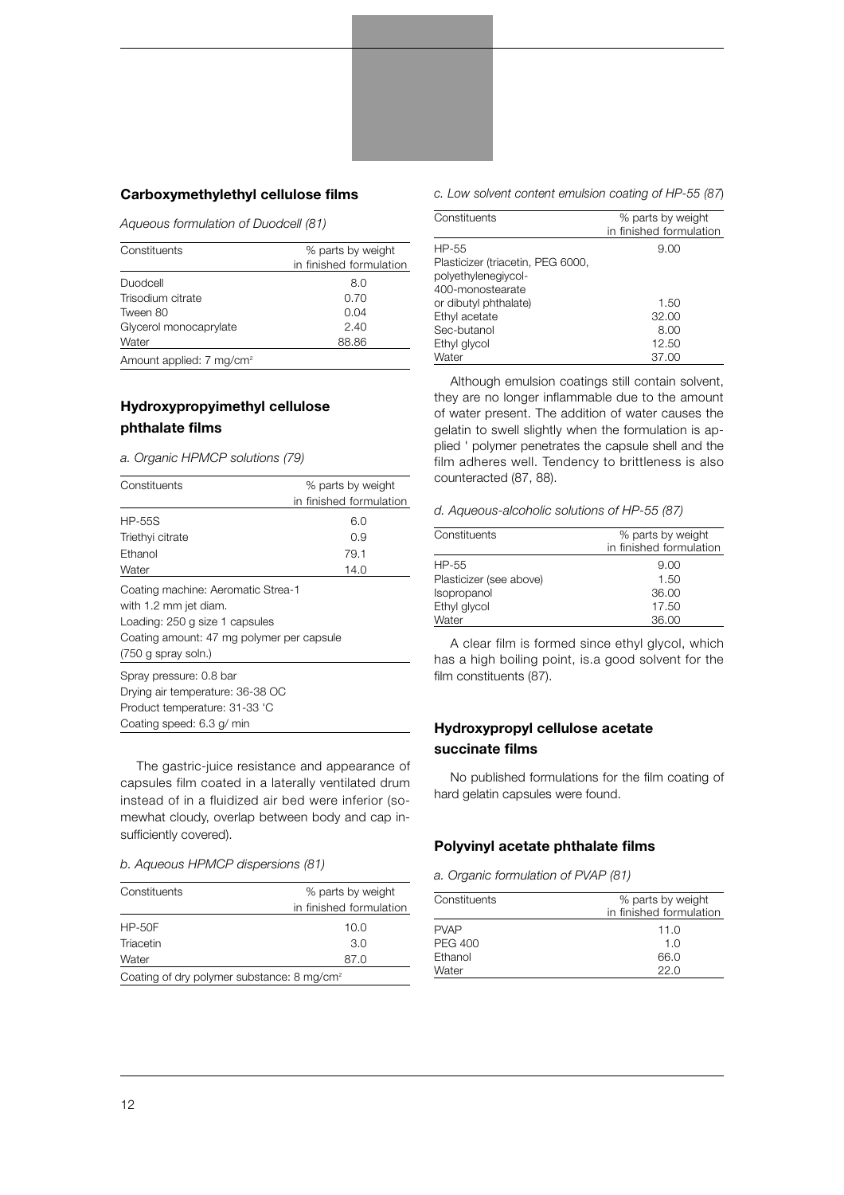## Carboxymethylethyl cellulose films

*Aqueous formulation of Duodcell (81)*

| Constituents | % parts by weight in finished formulation |
|---|---|
| Duodcell | 8.0 |
| Trisodium citrate | 0.70 |
| Tween 80 | 0.04 |
| Glycerol monocaprylate | 2.40 |
| Water | 88.86 |
| Amount applied: 7 mg/cm² | |

## Hydroxypropyimethyl cellulose phthalate films

*a. Organic HPMCP solutions (79)*

| Constituents | % parts by weight in finished formulation |
|---|---|
| HP-55S | 6.0 |
| Triethyi citrate | 0.9 |
| Ethanol | 79.1 |
| Water | 14.0 |

Coating machine: Aeromatic Strea-1
with 1.2 mm jet diam.
Loading: 250 g size 1 capsules
Coating amount: 47 mg polymer per capsule
(750 g spray soln.)

Spray pressure: 0.8 bar
Drying air temperature: 36-38 OC
Product temperature: 31-33 'C
Coating speed: 6.3 g/ min

The gastric-juice resistance and appearance of capsules film coated in a laterally ventilated drum instead of in a fluidized air bed were inferior (somewhat cloudy, overlap between body and cap insufficiently covered).

*b. Aqueous HPMCP dispersions (81)*

| Constituents | % parts by weight in finished formulation |
|---|---|
| HP-50F | 10.0 |
| Triacetin | 3.0 |
| Water | 87.0 |
| Coating of dry polymer substance: 8 mg/cm² | |

*c. Low solvent content emulsion coating of HP-55 (87)*

| Constituents | % parts by weight in finished formulation |
|---|---|
| HP-55 | 9.00 |
| Plasticizer (triacetin, PEG 6000, polyethylenegiycol-400-monostearate or dibutyl phthalate) | 1.50 |
| Ethyl acetate | 32.00 |
| Sec-butanol | 8.00 |
| Ethyl glycol | 12.50 |
| Water | 37.00 |

Although emulsion coatings still contain solvent, they are no longer inflammable due to the amount of water present. The addition of water causes the gelatin to swell slightly when the formulation is applied ' polymer penetrates the capsule shell and the film adheres well. Tendency to brittleness is also counteracted (87, 88).

*d. Aqueous-alcoholic solutions of HP-55 (87)*

| Constituents | % parts by weight in finished formulation |
|---|---|
| HP-55 | 9.00 |
| Plasticizer (see above) | 1.50 |
| Isopropanol | 36.00 |
| Ethyl glycol | 17.50 |
| Water | 36.00 |

A clear film is formed since ethyl glycol, which has a high boiling point, is.a good solvent for the film constituents (87).

## Hydroxypropyl cellulose acetate succinate films

No published formulations for the film coating of hard gelatin capsules were found.

## Polyvinyl acetate phthalate films

*a. Organic formulation of PVAP (81)*

| Constituents | % parts by weight in finished formulation |
|---|---|
| PVAP | 11.0 |
| PEG 400 | 1.0 |
| Ethanol | 66.0 |
| Water | 22.0 |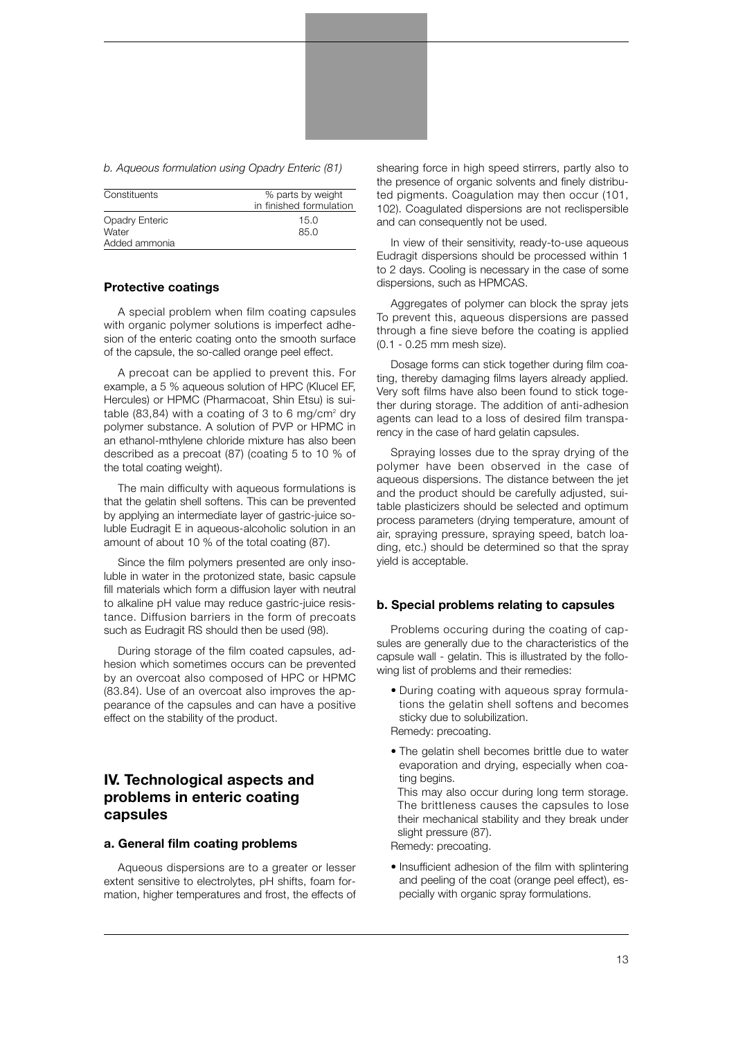*b. Aqueous formulation using Opadry Enteric (81)*

| Constituents | % parts by weight in finished formulation |
|---|---|
| Opadry Enteric | 15.0 |
| Water | 85.0 |
| Added ammonia | |

### Protective coatings

A special problem when film coating capsules with organic polymer solutions is imperfect adhesion of the enteric coating onto the smooth surface of the capsule, the so-called orange peel effect.

A precoat can be applied to prevent this. For example, a 5 % aqueous solution of HPC (Klucel EF, Hercules) or HPMC (Pharmacoat, Shin Etsu) is suitable (83,84) with a coating of 3 to 6 mg/cm$^2$ dry polymer substance. A solution of PVP or HPMC in an ethanol-mthylene chloride mixture has also been described as a precoat (87) (coating 5 to 10 % of the total coating weight).

The main difficulty with aqueous formulations is that the gelatin shell softens. This can be prevented by applying an intermediate layer of gastric-juice soluble Eudragit E in aqueous-alcoholic solution in an amount of about 10 % of the total coating (87).

Since the film polymers presented are only insoluble in water in the protonized state, basic capsule fill materials which form a diffusion layer with neutral to alkaline pH value may reduce gastric-juice resistance. Diffusion barriers in the form of precoats such as Eudragit RS should then be used (98).

During storage of the film coated capsules, adhesion which sometimes occurs can be prevented by an overcoat also composed of HPC or HPMC (83.84). Use of an overcoat also improves the appearance of the capsules and can have a positive effect on the stability of the product.

## IV. Technological aspects and problems in enteric coating capsules

### a. General film coating problems

Aqueous dispersions are to a greater or lesser extent sensitive to electrolytes, pH shifts, foam formation, higher temperatures and frost, the effects of shearing force in high speed stirrers, partly also to the presence of organic solvents and finely distributed pigments. Coagulation may then occur (101, 102). Coagulated dispersions are not reclispersible and can consequently not be used.

In view of their sensitivity, ready-to-use aqueous Eudragit dispersions should be processed within 1 to 2 days. Cooling is necessary in the case of some dispersions, such as HPMCAS.

Aggregates of polymer can block the spray jets To prevent this, aqueous dispersions are passed through a fine sieve before the coating is applied (0.1 - 0.25 mm mesh size).

Dosage forms can stick together during film coating, thereby damaging films layers already applied. Very soft films have also been found to stick together during storage. The addition of anti-adhesion agents can lead to a loss of desired film transparency in the case of hard gelatin capsules.

Spraying losses due to the spray drying of the polymer have been observed in the case of aqueous dispersions. The distance between the jet and the product should be carefully adjusted, suitable plasticizers should be selected and optimum process parameters (drying temperature, amount of air, spraying pressure, spraying speed, batch loading, etc.) should be determined so that the spray yield is acceptable.

### b. Special problems relating to capsules

Problems occuring during the coating of capsules are generally due to the characteristics of the capsule wall - gelatin. This is illustrated by the following list of problems and their remedies:

- During coating with aqueous spray formulations the gelatin shell softens and becomes sticky due to solubilization.
  Remedy: precoating.
- The gelatin shell becomes brittle due to water evaporation and drying, especially when coating begins.
  This may also occur during long term storage. The brittleness causes the capsules to lose their mechanical stability and they break under slight pressure (87).
  Remedy: precoating.
- Insufficient adhesion of the film with splintering and peeling of the coat (orange peel effect), especially with organic spray formulations.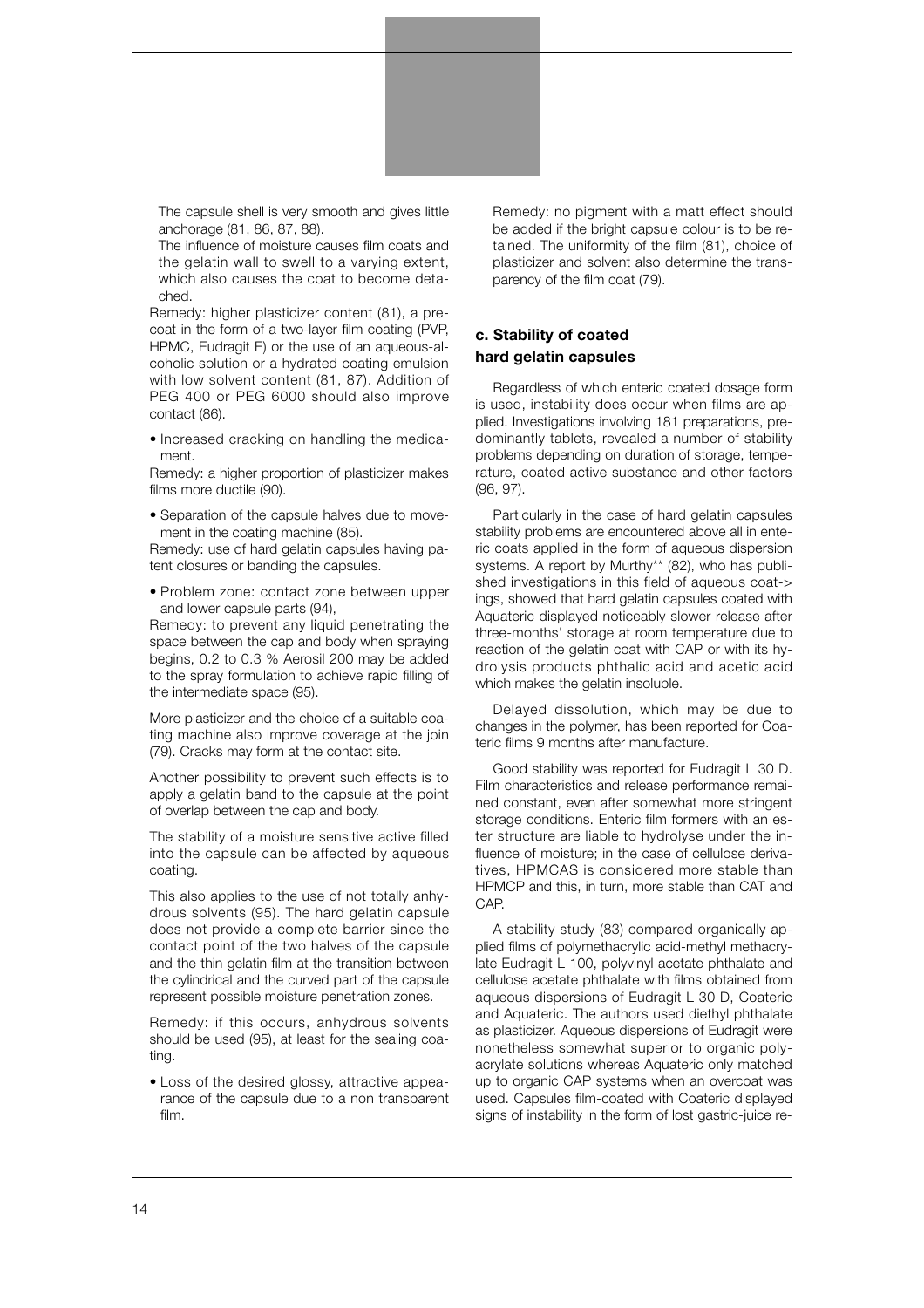The capsule shell is very smooth and gives little anchorage (81, 86, 87, 88).

The influence of moisture causes film coats and the gelatin wall to swell to a varying extent, which also causes the coat to become detached.

Remedy: higher plasticizer content (81), a precoat in the form of a two-layer film coating (PVP, HPMC, Eudragit E) or the use of an aqueous-alcoholic solution or a hydrated coating emulsion with low solvent content (81, 87). Addition of PEG 400 or PEG 6000 should also improve contact (86).

- Increased cracking on handling the medicament.

Remedy: a higher proportion of plasticizer makes films more ductile (90).

- Separation of the capsule halves due to movement in the coating machine (85).

Remedy: use of hard gelatin capsules having patent closures or banding the capsules.

- Problem zone: contact zone between upper and lower capsule parts (94),

Remedy: to prevent any liquid penetrating the space between the cap and body when spraying begins, 0.2 to 0.3 % Aerosil 200 may be added to the spray formulation to achieve rapid filling of the intermediate space (95).

More plasticizer and the choice of a suitable coating machine also improve coverage at the join (79). Cracks may form at the contact site.

Another possibility to prevent such effects is to apply a gelatin band to the capsule at the point of overlap between the cap and body.

The stability of a moisture sensitive active filled into the capsule can be affected by aqueous coating.

This also applies to the use of not totally anhydrous solvents (95). The hard gelatin capsule does not provide a complete barrier since the contact point of the two halves of the capsule and the thin gelatin film at the transition between the cylindrical and the curved part of the capsule represent possible moisture penetration zones.

Remedy: if this occurs, anhydrous solvents should be used (95), at least for the sealing coating.

- Loss of the desired glossy, attractive appearance of the capsule due to a non transparent film.

Remedy: no pigment with a matt effect should be added if the bright capsule colour is to be retained. The uniformity of the film (81), choice of plasticizer and solvent also determine the transparency of the film coat (79).

### c. Stability of coated hard gelatin capsules

Regardless of which enteric coated dosage form is used, instability does occur when films are applied. Investigations involving 181 preparations, predominantly tablets, revealed a number of stability problems depending on duration of storage, temperature, coated active substance and other factors (96, 97).

Particularly in the case of hard gelatin capsules stability problems are encountered above all in enteric coats applied in the form of aqueous dispersion systems. A report by Murthy** (82), who has published investigations in this field of aqueous coatings, showed that hard gelatin capsules coated with Aquateric displayed noticeably slower release after three-months' storage at room temperature due to reaction of the gelatin coat with CAP or with its hydrolysis products phthalic acid and acetic acid which makes the gelatin insoluble.

Delayed dissolution, which may be due to changes in the polymer, has been reported for Coateric films 9 months after manufacture.

Good stability was reported for Eudragit L 30 D. Film characteristics and release performance remained constant, even after somewhat more stringent storage conditions. Enteric film formers with an ester structure are liable to hydrolyse under the influence of moisture; in the case of cellulose derivatives, HPMCAS is considered more stable than HPMCP and this, in turn, more stable than CAT and CAP.

A stability study (83) compared organically applied films of polymethacrylic acid-methyl methacrylate Eudragit L 100, polyvinyl acetate phthalate and cellulose acetate phthalate with films obtained from aqueous dispersions of Eudragit L 30 D, Coateric and Aquateric. The authors used diethyl phthalate as plasticizer. Aqueous dispersions of Eudragit were nonetheless somewhat superior to organic polyacrylate solutions whereas Aquateric only matched up to organic CAP systems when an overcoat was used. Capsules film-coated with Coateric displayed signs of instability in the form of lost gastric-juice re-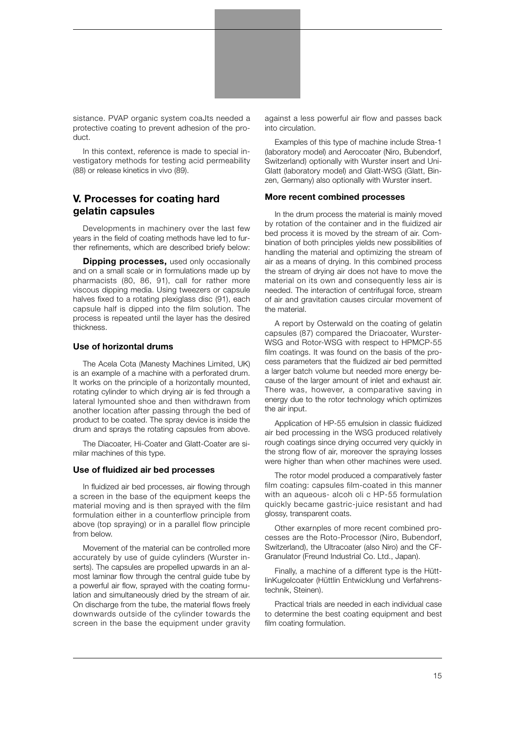sistance. PVAP organic system coaJts needed a protective coating to prevent adhesion of the product.

In this context, reference is made to special investigatory methods for testing acid permeability (88) or release kinetics in vivo (89).

## V. Processes for coating hard gelatin capsules

Developments in machinery over the last few years in the field of coating methods have led to further refinements, which are described briefy below:

**Dipping processes,** used only occasionally and on a small scale or in formulations made up by pharmacists (80, 86, 91), call for rather more viscous dipping media. Using tweezers or capsule halves fixed to a rotating plexiglass disc (91), each capsule half is dipped into the film solution. The process is repeated until the layer has the desired thickness.

### Use of horizontal drums

The Acela Cota (Manesty Machines Limited, UK) is an example of a machine with a perforated drum. It works on the principle of a horizontally mounted, rotating cylinder to which drying air is fed through a lateral lymounted shoe and then withdrawn from another location after passing through the bed of product to be coated. The spray device is inside the drum and sprays the rotating capsules from above.

The Diacoater, Hi-Coater and Glatt-Coater are similar machines of this type.

### Use of fluidized air bed processes

In fluidized air bed processes, air flowing through a screen in the base of the equipment keeps the material moving and is then sprayed with the film formulation either in a counterflow principle from above (top spraying) or in a parallel flow principle from below.

Movement of the material can be controlled more accurately by use of guide cylinders (Wurster inserts). The capsules are propelled upwards in an almost laminar flow through the central guide tube by a powerful air flow, sprayed with the coating formulation and simultaneously dried by the stream of air. On discharge from the tube, the material flows freely downwards outside of the cylinder towards the screen in the base the equipment under gravity against a less powerful air flow and passes back into circulation.

Examples of this type of machine include Strea-1 (laboratory model) and Aerocoater (Niro, Bubendorf, Switzerland) optionally with Wurster insert and Uni-Glatt (laboratory model) and Glatt-WSG (Glatt, Binzen, Germany) also optionally with Wurster insert.

### More recent combined processes

In the drum process the material is mainly moved by rotation of the container and in the fluidized air bed process it is moved by the stream of air. Combination of both principles yields new possibilities of handling the material and optimizing the stream of air as a means of drying. In this combined process the stream of drying air does not have to move the material on its own and consequently less air is needed. The interaction of centrifugal force, stream of air and gravitation causes circular movement of the material.

A report by Osterwald on the coating of gelatin capsules (87) compared the Driacoater, Wurster-WSG and Rotor-WSG with respect to HPMCP-55 film coatings. It was found on the basis of the process parameters that the fluidized air bed permitted a larger batch volume but needed more energy because of the larger amount of inlet and exhaust air. There was, however, a comparative saving in energy due to the rotor technology which optimizes the air input.

Application of HP-55 emulsion in classic fluidized air bed processing in the WSG produced relatively rough coatings since drying occurred very quickly in the strong flow of air, moreover the spraying losses were higher than when other machines were used.

The rotor model produced a comparatively faster film coating: capsules film-coated in this manner with an aqueous- alcoh oli c HP-55 formulation quickly became gastric-juice resistant and had glossy, transparent coats.

Other exarnples of more recent combined processes are the Roto-Processor (Niro, Bubendorf, Switzerland), the Ultracoater (also Niro) and the CF-Granulator (Freund Industrial Co. Ltd., Japan).

Finally, a machine of a different type is the HüttlinKugelcoater (Hüttlin Entwicklung und Verfahrenstechnik, Steinen).

Practical trials are needed in each individual case to determine the best coating equipment and best film coating formulation.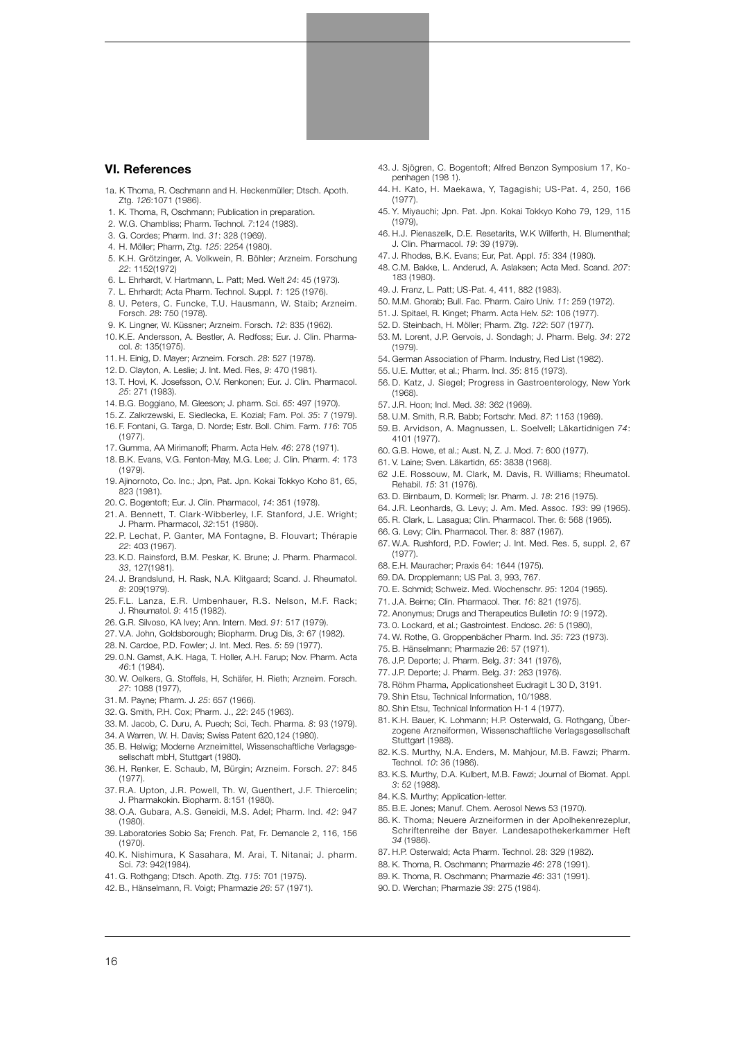## VI. References

1a. K Thoma, R. Oschmann and H. Heckenmüller; Dtsch. Apoth. Ztg. *126*:1071 (1986).
1. K. Thoma, R, Oschmann; Publication in preparation.
2. W.G. Chambliss; Pharm. Technol. *7*:124 (1983).
3. G. Cordes; Pharm. Ind. *31*: 328 (1969).
4. H. Möller; Pharm, Ztg. *125*: 2254 (1980).
5. K.H. Grötzinger, A. Volkwein, R. Böhler; Arzneim. Forschung *22*: 1152(1972)
6. L. Ehrhardt, V. Hartmann, L. Patt; Med. Welt *24*: 45 (1973).
7. L. Ehrhardt; Acta Pharm. Technol. Suppl. *1*: 125 (1976).
8. U. Peters, C. Funcke, T.U. Hausmann, W. Staib; Arzneim. Forsch. *28*: 750 (1978).
9. K. Lingner, W. Küssner; Arzneim. Forsch. *12*: 835 (1962).
10. K.E. Andersson, A. Bestler, A. Redfoss; Eur. J. Clin. Pharmacol. *8*: 135(1975).
11. H. Einig, D. Mayer; Arzneim. Forsch. *28*: 527 (1978).
12. D. Clayton, A. Leslie; J. Int. Med. Res, *9*: 470 (1981).
13. T. Hovi, K. Josefsson, O.V. Renkonen; Eur. J. Clin. Pharmacol. *25*: 271 (1983).
14. B.G. Boggiano, M. Gleeson; J. pharm. Sci. *65*: 497 (1970).
15. Z. Zalkrzewski, E. Siedlecka, E. Kozial; Fam. Pol. *35*: 7 (1979).
16. F. Fontani, G. Targa, D. Norde; Estr. Boll. Chim. Farm. *116*: 705 (1977).
17. Gumma, AA Mirimanoff; Pharm. Acta Helv. *46*: 278 (1971).
18. B.K. Evans, V.G. Fenton-May, M.G. Lee; J. Clin. Pharm. *4*: 173 (1979).
19. Ajinornoto, Co. Inc.; Jpn, Pat. Jpn. Kokai Tokkyo Koho 81, 65, 823 (1981).
20. C. Bogentoft; Eur. J. Clin. Pharmacol, *14*: 351 (1978).
21. A. Bennett, T. Clark-Wibberley, I.F. Stanford, J.E. Wright; J. Pharm. Pharmacol, *32*:151 (1980).
22. P. Lechat, P. Ganter, MA Fontagne, B. Flouvart; Thérapie *22*: 403 (1967).
23. K.D. Rainsford, B.M. Peskar, K. Brune; J. Pharm. Pharmacol. *33*, 127(1981).
24. J. Brandslund, H. Rask, N.A. Klitgaard; Scand. J. Rheumatol. *8*: 209(1979).
25. F.L. Lanza, E.R. Umbenhauer, R.S. Nelson, M.F. Rack; J. Rheumatol. *9*: 415 (1982).
26. G.R. Silvoso, KA Ivey; Ann. Intern. Med. *91*: 517 (1979).
27. V.A. John, Goldsborough; Biopharm. Drug Dis, *3*: 67 (1982).
28. N. Cardoe, P.D. Fowler; J. Int. Med. Res. *5*: 59 (1977).
29. 0.N. Gamst, A.K. Haga, T. Holler, A.H. Farup; Nov. Pharm. Acta *46*:1 (1984).
30. W. Oelkers, G. Stoffels, H, Schäfer, H. Rieth; Arzneim. Forsch. *27*: 1088 (1977),
31. M. Payne; Pharm. J. *25*: 657 (1966).
32. G. Smith, P.H. Cox; Pharm. J., *22*: 245 (1963).
33. M. Jacob, C. Duru, A. Puech; Sci, Tech. Pharma. *8*: 93 (1979).
34. A Warren, W. H. Davis; Swiss Patent 620,124 (1980).
35. B. Helwig; Moderne Arzneimittel, Wissenschaftliche Verlagsgesellschaft mbH, Stuttgart (1980).
36. H. Renker, E. Schaub, M, Bürgin; Arzneim. Forsch. *27*: 845 (1977).
37. R.A. Upton, J.R. Powell, Th. W, Guenthert, J.F. Thiercelin; J. Pharmakokin. Biopharm. 8:151 (1980).
38. O.A. Gubara, A.S. Geneidi, M.S. Adel; Pharm. Ind. *42*: 947 (1980).
39. Laboratories Sobio Sa; French. Pat, Fr. Demancle 2, 116, 156 (1970).
40. K. Nishimura, K Sasahara, M. Arai, T. Nitanai; J. pharm. Sci. *73*: 942(1984).
41. G. Rothgang; Dtsch. Apoth. Ztg. *115*: 701 (1975).
42. B., Hänselmann, R. Voigt; Pharmazie *26*: 57 (1971).
43. J. Sjögren, C. Bogentoft; Alfred Benzon Symposium 17, Kopenhagen (198 1).
44. H. Kato, H. Maekawa, Y, Tagagishi; US-Pat. 4, 250, 166 (1977).
45. Y. Miyauchi; Jpn. Pat. Jpn. Kokai Tokkyo Koho 79, 129, 115 (1979),
46. H.J. Pienaszelk, D.E. Resetarits, W.K Wilferth, H. Blumenthal; J. Clin. Pharmacol. *19*: 39 (1979).
47. J. Rhodes, B.K. Evans; Eur, Pat. Appl. *15*: 334 (1980).
48. C.M. Bakke, L. Anderud, A. Aslaksen; Acta Med. Scand. *207*: 183 (1980).
49. J. Franz, L. Patt; US-Pat. 4, 411, 882 (1983).
50. M.M. Ghorab; Bull. Fac. Pharm. Cairo Univ. *11*: 259 (1972).
51. J. Spitael, R. Kinget; Pharm. Acta Helv. *52*: 106 (1977).
52. D. Steinbach, H. Möller; Pharm. Ztg. *122*: 507 (1977).
53. M. Lorent, J.P. Gervois, J. Sondagh; J. Pharm. Belg. *34*: 272 (1979).
54. German Association of Pharm. Industry, Red List (1982).
55. U.E. Mutter, et al.; Pharm. Incl. *35*: 815 (1973).
56. D. Katz, J. Siegel; Progress in Gastroenterology, New York (1968).
57. J.R. Hoon; Incl. Med. *38*: 362 (1969).
58. U.M. Smith, R.R. Babb; Fortschr. Med. *87*: 1153 (1969).
59. B. Arvidson, A. Magnussen, L. Soelvell; Läkartidnigen *74*: 4101 (1977).
60. G.B. Howe, et al.; Aust. N, Z. J. Mod. 7: 600 (1977).
61. V. Laine; Sven. Läkartidn, *65*: 3838 (1968).
62. J.E. Rossouw, M. Clark, M. Davis, R. Williams; Rheumatol. Rehabil. *15*: 31 (1976).
63. D. Birnbaum, D. Kormeli; Isr. Pharm. J. *18*: 216 (1975).
64. J.R. Leonhards, G. Levy; J. Am. Med. Assoc. *193*: 99 (1965).
65. R. Clark, L. Lasagua; Clin. Pharmacol. Ther. 6: 568 (1965).
66. G. Levy; Clin. Pharmacol. Ther. 8: 887 (1967).
67. W.A. Rushford, P.D. Fowler; J. Int. Med. Res. 5, suppl. 2, 67 (1977).
68. E.H. Mauracher; Praxis 64: 1644 (1975).
69. DA. Dropplemann; US Pal. 3, 993, 767.
70. E. Schmid; Schweiz. Med. Wochenschr. *95*: 1204 (1965).
71. J.A. Beirne; Clin. Pharmacol. Ther. *16*: 821 (1975).
72. Anonymus; Drugs and Therapeutics Bulletin *10*: 9 (1972).
73. 0. Lockard, et al.; Gastrointest. Endosc. *26*: 5 (1980),
74. W. Rothe, G. Groppenbächer Pharm. Ind. *35*: 723 (1973).
75. B. Hänselmann; Pharmazie 26: 57 (1971).
76. J.P. Deporte; J. Pharm. Belg. *31*: 341 (1976),
77. J.P. Deporte; J. Pharm. Belg. *31*: 263 (1976).
78. Röhm Pharma, Applicationsheet Eudragit L 30 D, 3191.
79. Shin Etsu, Technical Information, 10/1988.
80. Shin Etsu, Technical Information H-1 4 (1977).
81. K.H. Bauer, K. Lohmann; H.P. Osterwald, G. Rothgang, Überzogene Arzneiformen, Wissenschaftliche Verlagsgesellschaft Stuttgart (1988).
82. K.S. Murthy, N.A. Enders, M. Mahjour, M.B. Fawzi; Pharm. Technol. *10*: 36 (1986).
83. K.S. Murthy, D.A. Kulbert, M.B. Fawzi; Journal of Biomat. Appl. *3*: 52 (1988).
84. K.S. Murthy; Application-letter.
85. B.E. Jones; Manuf. Chem. Aerosol News 53 (1970).
86. K. Thoma; Neuere Arzneiformen in der Apolhekenrezeplur, Schriftenreihe der Bayer. Landesapothekerkammer Heft *34* (1986).
87. H.P. Osterwald; Acta Pharm. Technol. 28: 329 (1982).
88. K. Thoma, R. Oschmann; Pharmazie *46*: 278 (1991).
89. K. Thoma, R. Oschmann; Pharmazie *46*: 331 (1991).
90. D. Werchan; Pharmazie *39*: 275 (1984).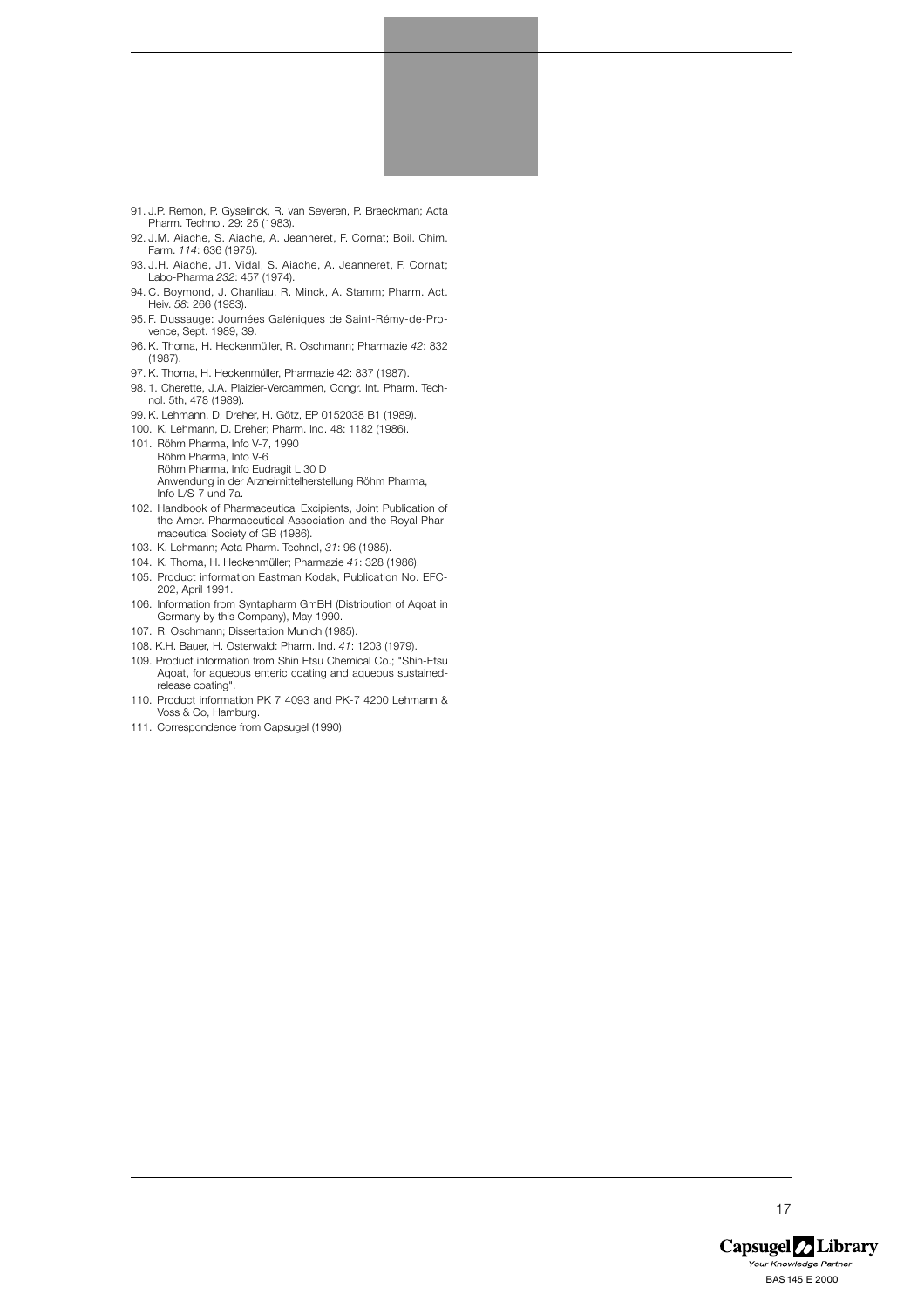91. J.P. Remon, P. Gyselinck, R. van Severen, P. Braeckman; Acta Pharm. Technol. 29: 25 (1983).
92. J.M. Aiache, S. Aiache, A. Jeanneret, F. Cornat; Boil. Chim. Farm. *114*: 636 (1975).
93. J.H. Aiache, J1. Vidal, S. Aiache, A. Jeanneret, F. Cornat; Labo-Pharma *232*: 457 (1974).
94. C. Boymond, J. Chanliau, R. Minck, A. Stamm; Pharm. Act. Heiv. *58*: 266 (1983).
95. F. Dussauge: Journées Galéniques de Saint-Rémy-de-Provence, Sept. 1989, 39.
96. K. Thoma, H. Heckenmüller, R. Oschmann; Pharmazie *42*: 832 (1987).
97. K. Thoma, H. Heckenmüller, Pharmazie 42: 837 (1987).
98. 1. Cherette, J.A. Plaizier-Vercammen, Congr. Int. Pharm. Technol. 5th, 478 (1989).
99. K. Lehmann, D. Dreher, H. Götz, EP 0152038 B1 (1989).
100. K. Lehmann, D. Dreher; Pharm. Ind. 48: 1182 (1986).
101. Röhm Pharma, Info V-7, 1990
     Röhm Pharma, Info V-6
     Röhm Pharma, Info Eudragit L 30 D
     Anwendung in der Arzneirnittelherstellung Röhm Pharma, Info L/S-7 und 7a.
102. Handbook of Pharmaceutical Excipients, Joint Publication of the Amer. Pharmaceutical Association and the Royal Pharmaceutical Society of GB (1986).
103. K. Lehmann; Acta Pharm. Technol, *31*: 96 (1985).
104. K. Thoma, H. Heckenmüller; Pharmazie *41*: 328 (1986).
105. Product information Eastman Kodak, Publication No. EFC-202, April 1991.
106. Information from Syntapharm GmBH (Distribution of Aqoat in Germany by this Company), May 1990.
107. R. Oschmann; Dissertation Munich (1985).
108. K.H. Bauer, H. Osterwald: Pharm. Ind. *41*: 1203 (1979).
109. Product information from Shin Etsu Chemical Co.; "Shin-Etsu Aqoat, for aqueous enteric coating and aqueous sustained-release coating".
110. Product information PK 7 4093 and PK-7 4200 Lehmann & Voss & Co, Hamburg.
111. Correspondence from Capsugel (1990).

Capsugel Library
*Your Knowledge Partner*
BAS 145 E 2000